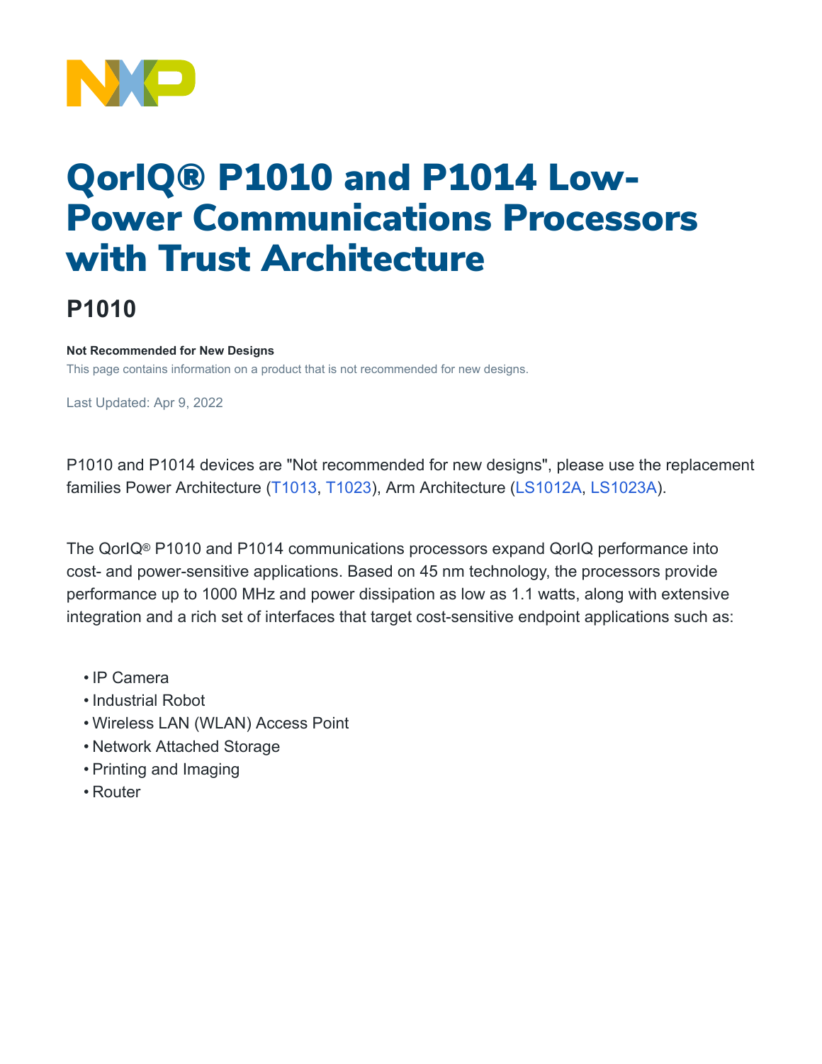# QorIQ® P1010 and P1014 Low-Power Communications Processors with Trust Architecture

## P1010

**Not Recommended for New Designs**

This page contains information on a product that is not recommended for new designs.

Last Updated: Apr 9, 2022

P1010 and P1014 devices are "Not recommended for new designs", please use the replacement families Power Architecture (T1013, T1023), Arm Architecture (LS1012A, LS1023A).

The QorIQ® P1010 and P1014 communications processors expand QorIQ performance into cost- and power-sensitive applications. Based on 45 nm technology, the processors provide performance up to 1000 MHz and power dissipation as low as 1.1 watts, along with extensive integration and a rich set of interfaces that target cost-sensitive endpoint applications such as:

- IP Camera
- Industrial Robot
- Wireless LAN (WLAN) Access Point
- Network Attached Storage
- Printing and Imaging
- Router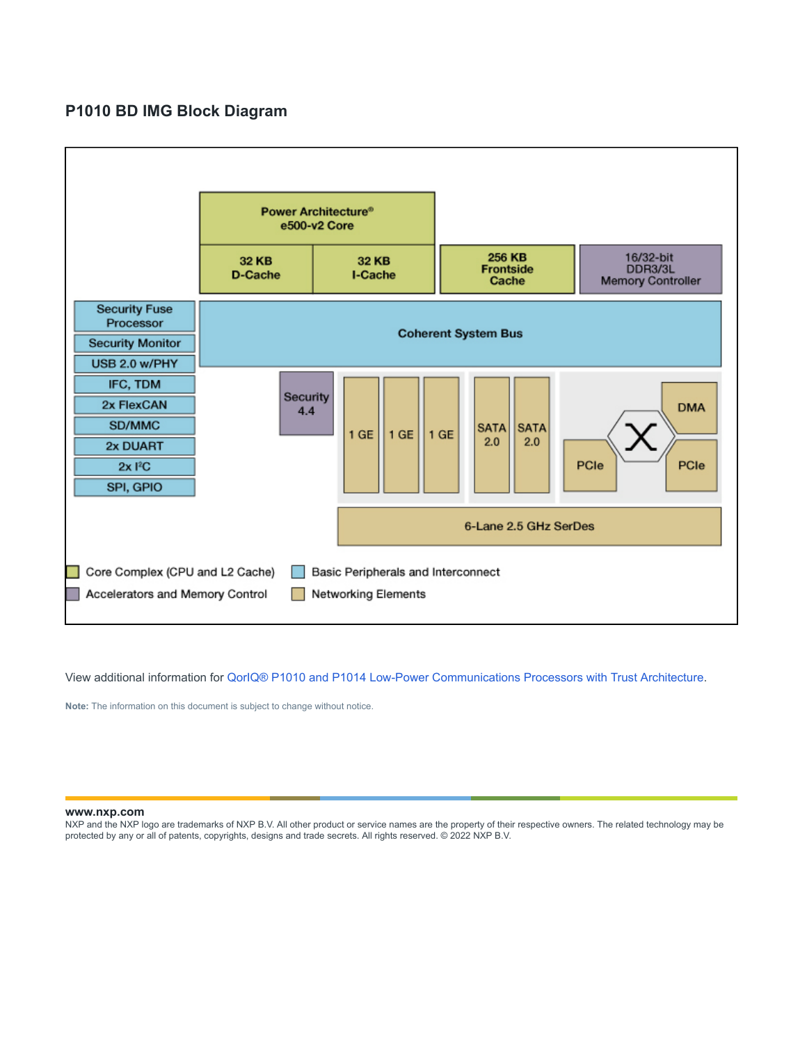## P1010 BD IMG Block Diagram

Power Architecture® e500-v2 Core

32 KB D-Cache

32 KB I-Cache

256 KB Frontside Cache

16/32-bit DDR3/3L Memory Controller

Security Fuse Processor

Security Monitor

USB 2.0 w/PHY

IFC, TDM

2x FlexCAN

SD/MMC

2x DUART

2x I²C

SPI, GPIO

Coherent System Bus

Security 4.4

1 GE

1 GE

1 GE

SATA 2.0

SATA 2.0

DMA

PCIe

PCIe

6-Lane 2.5 GHz SerDes

Core Complex (CPU and L2 Cache)

Basic Peripherals and Interconnect

Accelerators and Memory Control

Networking Elements

View additional information for QorIQ® P1010 and P1014 Low-Power Communications Processors with Trust Architecture.

**Note:** The information on this document is subject to change without notice.

**www.nxp.com**

NXP and the NXP logo are trademarks of NXP B.V. All other product or service names are the property of their respective owners. The related technology may be protected by any or all of patents, copyrights, designs and trade secrets. All rights reserved. © 2022 NXP B.V.